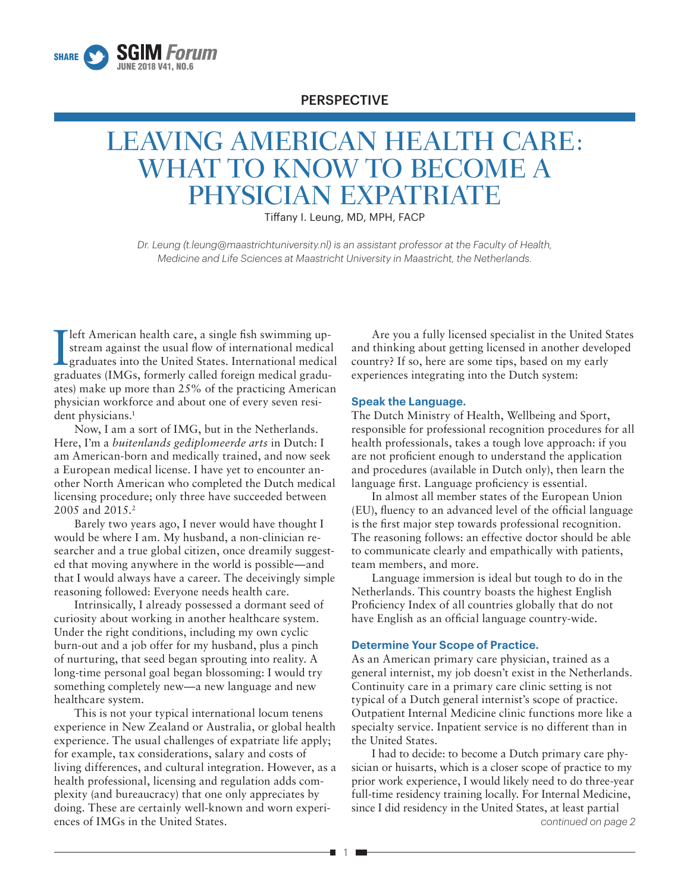PERSPECTIVE

# LEAVING AMERICAN HEALTH CARE: WHAT TO KNOW TO BECOME A PHYSICIAN EXPATRIATE

Tiffany I. Leung, MD, MPH, FACP

*Dr. Leung (t.leung@maastrichtuniversity.nl) is an assistant professor at the Faculty of Health, Medicine and Life Sciences at Maastricht University in Maastricht, the Netherlands.*

I left American health care, a single fish swimming upstream against the usual flow of international medical graduates into the United States. International medical graduates (IMGs, formerly called foreign medical graduates) make up more than 25% of the practicing American physician workforce and about one of every seven resident physicians.[1]

Now, I am a sort of IMG, but in the Netherlands. Here, I'm a *buitenlands gediplomeerde arts* in Dutch: I am American-born and medically trained, and now seek a European medical license. I have yet to encounter another North American who completed the Dutch medical licensing procedure; only three have succeeded between 2005 and 2015.[2]

Barely two years ago, I never would have thought I would be where I am. My husband, a non-clinician researcher and a true global citizen, once dreamily suggested that moving anywhere in the world is possible—and that I would always have a career. The deceivingly simple reasoning followed: Everyone needs health care.

Intrinsically, I already possessed a dormant seed of curiosity about working in another healthcare system. Under the right conditions, including my own cyclic burn-out and a job offer for my husband, plus a pinch of nurturing, that seed began sprouting into reality. A long-time personal goal began blossoming: I would try something completely new—a new language and new healthcare system.

This is not your typical international locum tenens experience in New Zealand or Australia, or global health experience. The usual challenges of expatriate life apply; for example, tax considerations, salary and costs of living differences, and cultural integration. However, as a health professional, licensing and regulation adds complexity (and bureaucracy) that one only appreciates by doing. These are certainly well-known and worn experiences of IMGs in the United States.

Are you a fully licensed specialist in the United States and thinking about getting licensed in another developed country? If so, here are some tips, based on my early experiences integrating into the Dutch system:

### Speak the Language.

The Dutch Ministry of Health, Wellbeing and Sport, responsible for professional recognition procedures for all health professionals, takes a tough love approach: if you are not proficient enough to understand the application and procedures (available in Dutch only), then learn the language first. Language proficiency is essential.

In almost all member states of the European Union (EU), fluency to an advanced level of the official language is the first major step towards professional recognition. The reasoning follows: an effective doctor should be able to communicate clearly and empathically with patients, team members, and more.

Language immersion is ideal but tough to do in the Netherlands. This country boasts the highest English Proficiency Index of all countries globally that do not have English as an official language country-wide.

### Determine Your Scope of Practice.

As an American primary care physician, trained as a general internist, my job doesn't exist in the Netherlands. Continuity care in a primary care clinic setting is not typical of a Dutch general internist's scope of practice. Outpatient Internal Medicine clinic functions more like a specialty service. Inpatient service is no different than in the United States.

I had to decide: to become a Dutch primary care physician or huisarts, which is a closer scope of practice to my prior work experience, I would likely need to do three-year full-time residency training locally. For Internal Medicine, since I did residency in the United States, at least partial

*continued on page 2*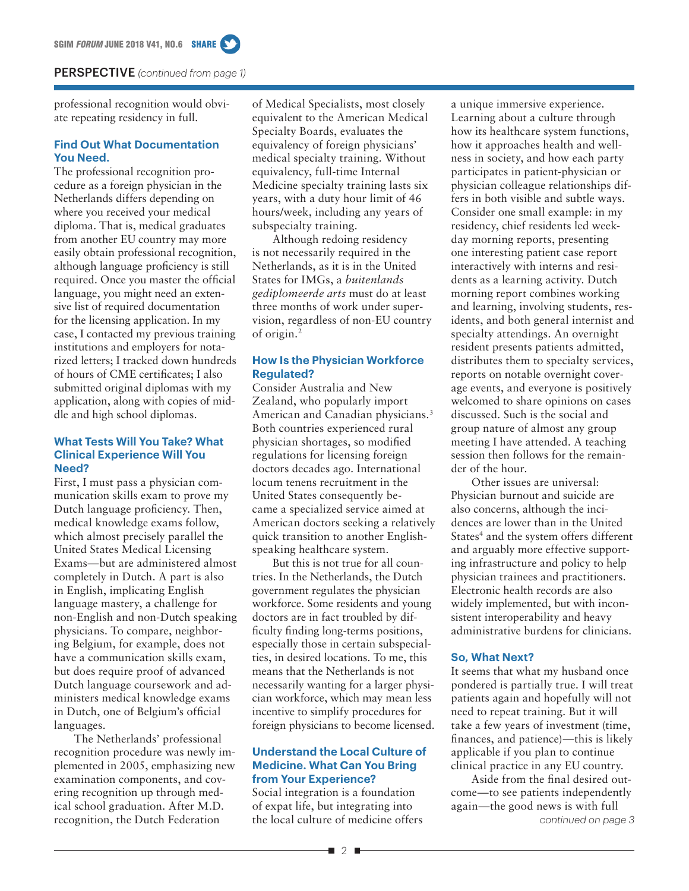## PERSPECTIVE *(continued from page 1)*

professional recognition would obviate repeating residency in full.

### Find Out What Documentation You Need.

The professional recognition procedure as a foreign physician in the Netherlands differs depending on where you received your medical diploma. That is, medical graduates from another EU country may more easily obtain professional recognition, although language proficiency is still required. Once you master the official language, you might need an extensive list of required documentation for the licensing application. In my case, I contacted my previous training institutions and employers for notarized letters; I tracked down hundreds of hours of CME certificates; I also submitted original diplomas with my application, along with copies of middle and high school diplomas.

### What Tests Will You Take? What Clinical Experience Will You Need?

First, I must pass a physician communication skills exam to prove my Dutch language proficiency. Then, medical knowledge exams follow, which almost precisely parallel the United States Medical Licensing Exams—but are administered almost completely in Dutch. A part is also in English, implicating English language mastery, a challenge for non-English and non-Dutch speaking physicians. To compare, neighboring Belgium, for example, does not have a communication skills exam, but does require proof of advanced Dutch language coursework and administers medical knowledge exams in Dutch, one of Belgium's official languages.

The Netherlands' professional recognition procedure was newly implemented in 2005, emphasizing new examination components, and covering recognition up through medical school graduation. After M.D. recognition, the Dutch Federation of Medical Specialists, most closely equivalent to the American Medical Specialty Boards, evaluates the equivalency of foreign physicians' medical specialty training. Without equivalency, full-time Internal Medicine specialty training lasts six years, with a duty hour limit of 46 hours/week, including any years of subspecialty training.

Although redoing residency is not necessarily required in the Netherlands, as it is in the United States for IMGs, a *buitenlands gediplomeerde arts* must do at least three months of work under supervision, regardless of non-EU country of origin.[2]

### How Is the Physician Workforce Regulated?

Consider Australia and New Zealand, who popularly import American and Canadian physicians.[3] Both countries experienced rural physician shortages, so modified regulations for licensing foreign doctors decades ago. International locum tenens recruitment in the United States consequently became a specialized service aimed at American doctors seeking a relatively quick transition to another English-speaking healthcare system.

But this is not true for all countries. In the Netherlands, the Dutch government regulates the physician workforce. Some residents and young doctors are in fact troubled by difficulty finding long-terms positions, especially those in certain subspecialties, in desired locations. To me, this means that the Netherlands is not necessarily wanting for a larger physician workforce, which may mean less incentive to simplify procedures for foreign physicians to become licensed.

### Understand the Local Culture of Medicine. What Can You Bring from Your Experience?

Social integration is a foundation of expat life, but integrating into the local culture of medicine offers a unique immersive experience. Learning about a culture through how its healthcare system functions, how it approaches health and wellness in society, and how each party participates in patient-physician or physician colleague relationships differs in both visible and subtle ways. Consider one small example: in my residency, chief residents led weekday morning reports, presenting one interesting patient case report interactively with interns and residents as a learning activity. Dutch morning report combines working and learning, involving students, residents, and both general internist and specialty attendings. An overnight resident presents patients admitted, distributes them to specialty services, reports on notable overnight coverage events, and everyone is positively welcomed to share opinions on cases discussed. Such is the social and group nature of almost any group meeting I have attended. A teaching session then follows for the remainder of the hour.

Other issues are universal: Physician burnout and suicide are also concerns, although the incidences are lower than in the United States[4] and the system offers different and arguably more effective supporting infrastructure and policy to help physician trainees and practitioners. Electronic health records are also widely implemented, but with inconsistent interoperability and heavy administrative burdens for clinicians.

### So, What Next?

It seems that what my husband once pondered is partially true. I will treat patients again and hopefully will not need to repeat training. But it will take a few years of investment (time, finances, and patience)—this is likely applicable if you plan to continue clinical practice in any EU country.

Aside from the final desired outcome—to see patients independently again—the good news is with full

*continued on page 3*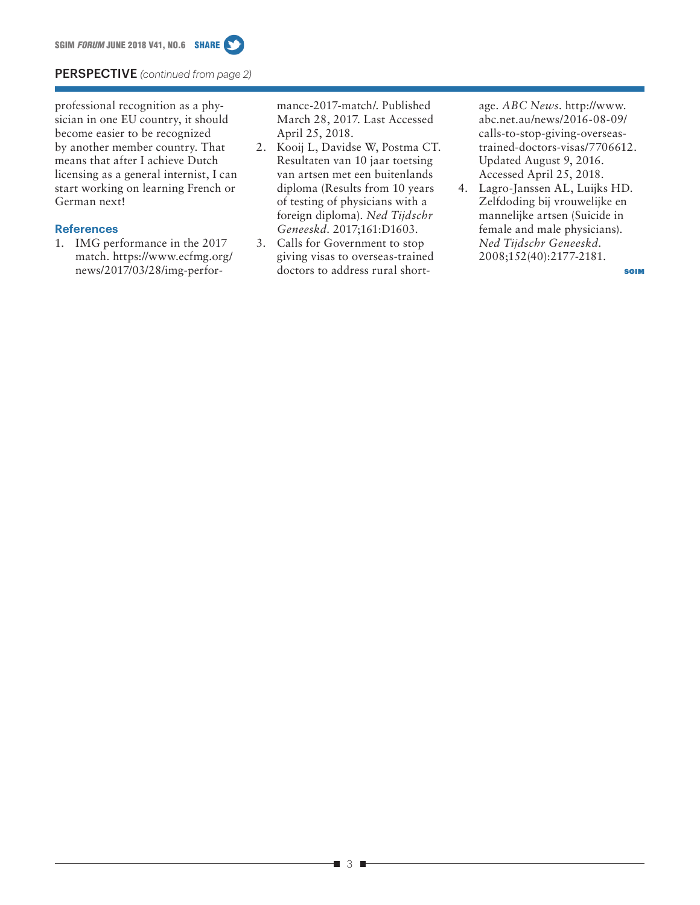PERSPECTIVE *(continued from page 2)*

professional recognition as a physician in one EU country, it should become easier to be recognized by another member country. That means that after I achieve Dutch licensing as a general internist, I can start working on learning French or German next!

## References

1. IMG performance in the 2017 match. https://www.ecfmg.org/news/2017/03/28/img-performance-2017-match/. Published March 28, 2017. Last Accessed April 25, 2018.
2. Kooij L, Davidse W, Postma CT. Resultaten van 10 jaar toetsing van artsen met een buitenlands diploma (Results from 10 years of testing of physicians with a foreign diploma). *Ned Tijdschr Geneeskd*. 2017;161:D1603.
3. Calls for Government to stop giving visas to overseas-trained doctors to address rural shortage. *ABC News*. http://www.abc.net.au/news/2016-08-09/calls-to-stop-giving-overseas-trained-doctors-visas/7706612. Updated August 9, 2016. Accessed April 25, 2018.
4. Lagro-Janssen AL, Luijks HD. Zelfdoding bij vrouwelijke en mannelijke artsen (Suicide in female and male physicians). *Ned Tijdschr Geneeskd*. 2008;152(40):2177-2181.

SGIM